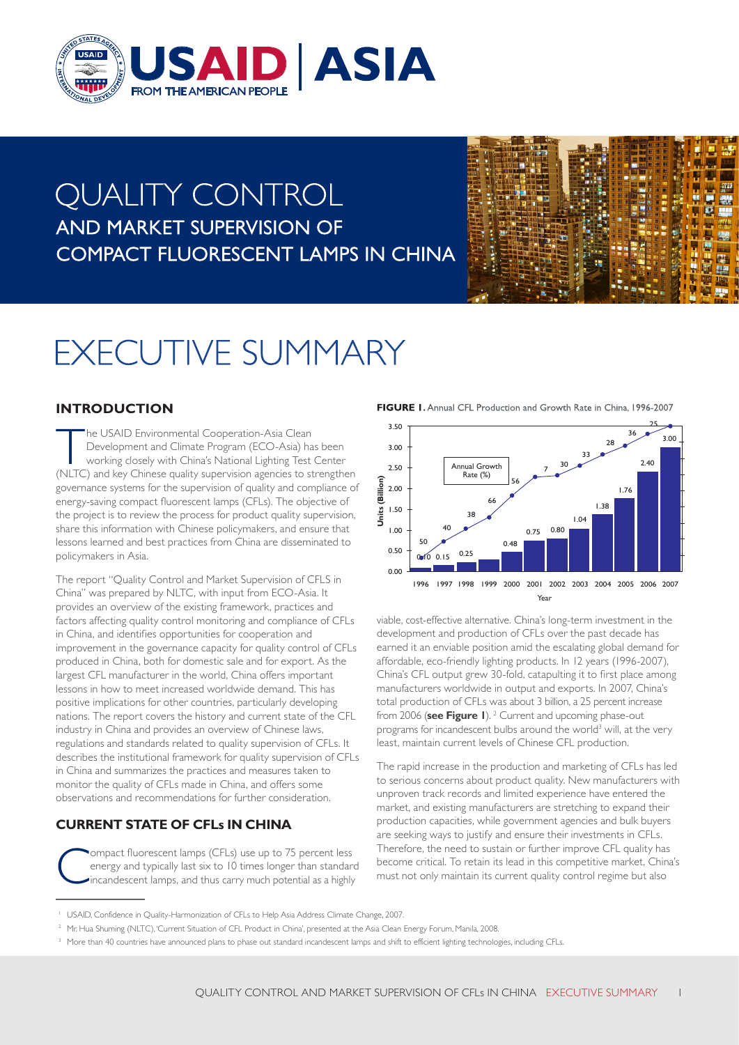# QUALITY CONTROL AND MARKET SUPERVISION OF COMPACT FLUORESCENT LAMPS IN CHINA

# EXECUTIVE SUMMARY

## INTRODUCTION

The USAID Environmental Cooperation-Asia Clean Development and Climate Program (ECO-Asia) has been working closely with China's National Lighting Test Center (NLTC) and key Chinese quality supervision agencies to strengthen governance systems for the supervision of quality and compliance of energy-saving compact fluorescent lamps (CFLs). The objective of the project is to review the process for product quality supervision, share this information with Chinese policymakers, and ensure that lessons learned and best practices from China are disseminated to policymakers in Asia.

The report "Quality Control and Market Supervision of CFLS in China" was prepared by NLTC, with input from ECO-Asia. It provides an overview of the existing framework, practices and factors affecting quality control monitoring and compliance of CFLs in China, and identifies opportunities for cooperation and improvement in the governance capacity for quality control of CFLs produced in China, both for domestic sale and for export. As the largest CFL manufacturer in the world, China offers important lessons in how to meet increased worldwide demand. This has positive implications for other countries, particularly developing nations. The report covers the history and current state of the CFL industry in China and provides an overview of Chinese laws, regulations and standards related to quality supervision of CFLs. It describes the institutional framework for quality supervision of CFLs in China and summarizes the practices and measures taken to monitor the quality of CFLs made in China, and offers some observations and recommendations for further consideration.

## CURRENT STATE OF CFLs IN CHINA

Compact fluorescent lamps (CFLs) use up to 75 percent less energy and typically last six to 10 times longer than standard incandescent lamps, and thus carry much potential as a highly viable, cost-effective alternative. China's long-term investment in the development and production of CFLs over the past decade has earned it an enviable position amid the escalating global demand for affordable, eco-friendly lighting products. In 12 years (1996-2007), China's CFL output grew 30-fold, catapulting it to first place among manufacturers worldwide in output and exports. In 2007, China's total production of CFLs was about 3 billion, a 25 percent increase from 2006 (**see Figure 1**).[2] Current and upcoming phase-out programs for incandescent bulbs around the world[3] will, at the very least, maintain current levels of Chinese CFL production.

**FIGURE 1.** Annual CFL Production and Growth Rate in China, 1996-2007

| Year | Units (Billion) | Annual Growth Rate (%) |
|---|---|---|
| 1996 | 0.10 | |
| 1997 | 0.15 | 50 |
| 1998 | 0.25 | 40 |
| 1999 | | 38 |
| 2000 | 0.48 | 66 |
| 2001 | 0.75 | 56 |
| 2002 | 0.80 | 7 |
| 2003 | 1.04 | 30 |
| 2004 | 1.38 | 33 |
| 2005 | 1.76 | 28 |
| 2006 | 2.40 | 36 |
| 2007 | 3.00 | 25 |

The rapid increase in the production and marketing of CFLs has led to serious concerns about product quality. New manufacturers with unproven track records and limited experience have entered the market, and existing manufacturers are stretching to expand their production capacities, while government agencies and bulk buyers are seeking ways to justify and ensure their investments in CFLs. Therefore, the need to sustain or further improve CFL quality has become critical. To retain its lead in this competitive market, China's must not only maintain its current quality control regime but also

---

[1] USAID, Confidence in Quality-Harmonization of CFLs to Help Asia Address Climate Change, 2007.

[2] Mr. Hua Shuming (NLTC), 'Current Situation of CFL Product in China', presented at the Asia Clean Energy Forum, Manila, 2008.

[3] More than 40 countries have announced plans to phase out standard incandescent lamps and shift to efficient lighting technologies, including CFLs.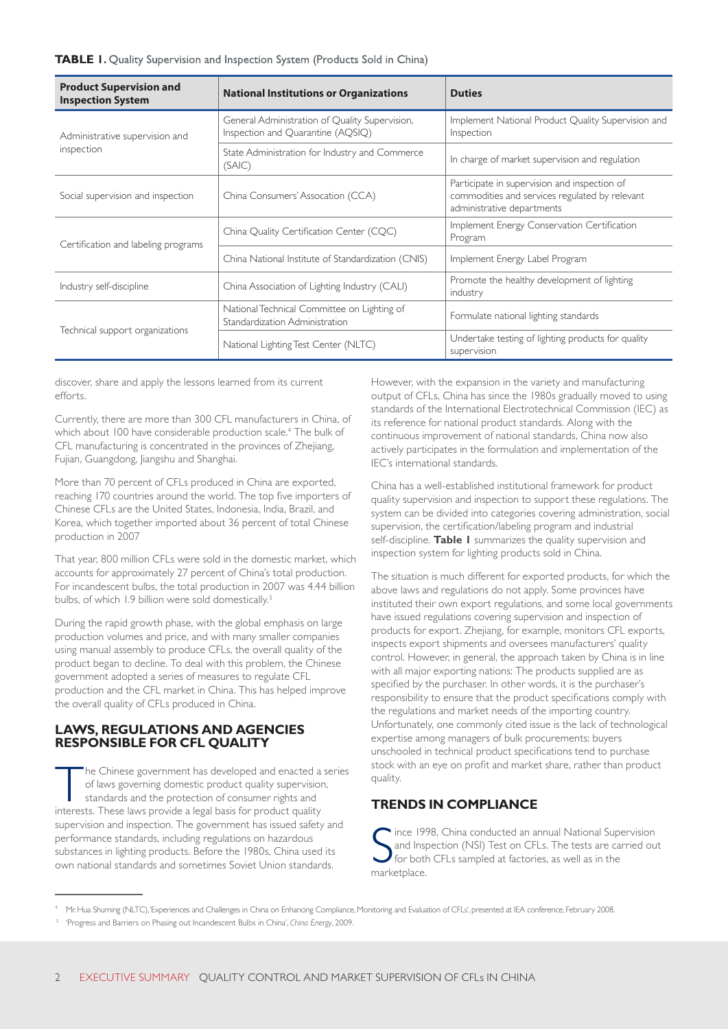**TABLE 1.** Quality Supervision and Inspection System (Products Sold in China)

| Product Supervision and Inspection System | National Institutions or Organizations | Duties |
|---|---|---|
| Administrative supervision and inspection | General Administration of Quality Supervision, Inspection and Quarantine (AQSIQ) | Implement National Product Quality Supervision and Inspection |
| | State Administration for Industry and Commerce (SAIC) | In charge of market supervision and regulation |
| Social supervision and inspection | China Consumers' Assocation (CCA) | Participate in supervision and inspection of commodities and services regulated by relevant administrative departments |
| Certification and labeling programs | China Quality Certification Center (CQC) | Implement Energy Conservation Certification Program |
| | China National Institute of Standardization (CNIS) | Implement Energy Label Program |
| Industry self-discipline | China Association of Lighting Industry (CALI) | Promote the healthy development of lighting industry |
| Technical support organizations | National Technical Committee on Lighting of Standardization Administration | Formulate national lighting standards |
| | National Lighting Test Center (NLTC) | Undertake testing of lighting products for quality supervision |

discover, share and apply the lessons learned from its current efforts.

Currently, there are more than 300 CFL manufacturers in China, of which about 100 have considerable production scale.[4] The bulk of CFL manufacturing is concentrated in the provinces of Zhejiang, Fujian, Guangdong, Jiangshu and Shanghai.

More than 70 percent of CFLs produced in China are exported, reaching 170 countries around the world. The top five importers of Chinese CFLs are the United States, Indonesia, India, Brazil, and Korea, which together imported about 36 percent of total Chinese production in 2007

That year, 800 million CFLs were sold in the domestic market, which accounts for approximately 27 percent of China's total production. For incandescent bulbs, the total production in 2007 was 4.44 billion bulbs, of which 1.9 billion were sold domestically.[5]

During the rapid growth phase, with the global emphasis on large production volumes and price, and with many smaller companies using manual assembly to produce CFLs, the overall quality of the product began to decline. To deal with this problem, the Chinese government adopted a series of measures to regulate CFL production and the CFL market in China. This has helped improve the overall quality of CFLs produced in China.

## LAWS, REGULATIONS AND AGENCIES RESPONSIBLE FOR CFL QUALITY

The Chinese government has developed and enacted a series of laws governing domestic product quality supervision, standards and the protection of consumer rights and interests. These laws provide a legal basis for product quality supervision and inspection. The government has issued safety and performance standards, including regulations on hazardous substances in lighting products. Before the 1980s, China used its own national standards and sometimes Soviet Union standards.

However, with the expansion in the variety and manufacturing output of CFLs, China has since the 1980s gradually moved to using standards of the International Electrotechnical Commission (IEC) as its reference for national product standards. Along with the continuous improvement of national standards, China now also actively participates in the formulation and implementation of the IEC's international standards.

China has a well-established institutional framework for product quality supervision and inspection to support these regulations. The system can be divided into categories covering administration, social supervision, the certification/labeling program and industrial self-discipline. **Table 1** summarizes the quality supervision and inspection system for lighting products sold in China.

The situation is much different for exported products, for which the above laws and regulations do not apply. Some provinces have instituted their own export regulations, and some local governments have issued regulations covering supervision and inspection of products for export. Zhejiang, for example, monitors CFL exports, inspects export shipments and oversees manufacturers' quality control. However, in general, the approach taken by China is in line with all major exporting nations: The products supplied are as specified by the purchaser. In other words, it is the purchaser's responsibility to ensure that the product specifications comply with the regulations and market needs of the importing country. Unfortunately, one commonly cited issue is the lack of technological expertise among managers of bulk procurements: buyers unschooled in technical product specifications tend to purchase stock with an eye on profit and market share, rather than product quality.

## TRENDS IN COMPLIANCE

Since 1998, China conducted an annual National Supervision and Inspection (NSI) Test on CFLs. The tests are carried out for both CFLs sampled at factories, as well as in the marketplace.

[4] Mr. Hua Shuming (NLTC), 'Experiences and Challenges in China on Enhancing Compliance, Monitoring and Evaluation of CFLs', presented at IEA conference, February 2008.

[5] 'Progress and Barriers on Phasing out Incandescent Bulbs in China', *China Energy*, 2009.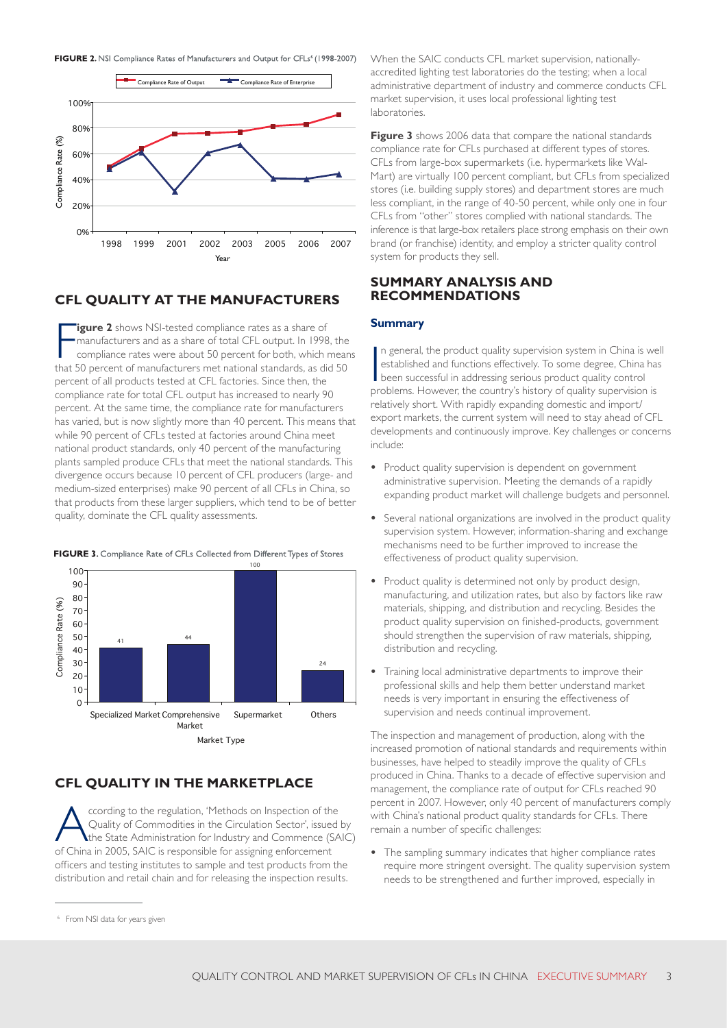**FIGURE 2.** NSI Compliance Rates of Manufacturers and Output for CFLs[6] (1998-2007)

**FIGURE 3.** Compliance Rate of CFLs Collected from Different Types of Stores

## CFL QUALITY AT THE MANUFACTURERS

**Figure 2** shows NSI-tested compliance rates as a share of manufacturers and as a share of total CFL output. In 1998, the compliance rates were about 50 percent for both, which means that 50 percent of manufacturers met national standards, as did 50 percent of all products tested at CFL factories. Since then, the compliance rate for total CFL output has increased to nearly 90 percent. At the same time, the compliance rate for manufacturers has varied, but is now slightly more than 40 percent. This means that while 90 percent of CFLs tested at factories around China meet national product standards, only 40 percent of the manufacturing plants sampled produce CFLs that meet the national standards. This divergence occurs because 10 percent of CFL producers (large- and medium-sized enterprises) make 90 percent of all CFLs in China, so that products from these larger suppliers, which tend to be of better quality, dominate the CFL quality assessments.

## CFL QUALITY IN THE MARKETPLACE

According to the regulation, 'Methods on Inspection of the Quality of Commodities in the Circulation Sector', issued by the State Administration for Industry and Commence (SAIC) of China in 2005, SAIC is responsible for assigning enforcement officers and testing institutes to sample and test products from the distribution and retail chain and for releasing the inspection results.

When the SAIC conducts CFL market supervision, nationally-accredited lighting test laboratories do the testing; when a local administrative department of industry and commerce conducts CFL market supervision, it uses local professional lighting test laboratories.

**Figure 3** shows 2006 data that compare the national standards compliance rate for CFLs purchased at different types of stores. CFLs from large-box supermarkets (i.e. hypermarkets like Wal-Mart) are virtually 100 percent compliant, but CFLs from specialized stores (i.e. building supply stores) and department stores are much less compliant, in the range of 40-50 percent, while only one in four CFLs from "other" stores complied with national standards. The inference is that large-box retailers place strong emphasis on their own brand (or franchise) identity, and employ a stricter quality control system for products they sell.

## SUMMARY ANALYSIS AND RECOMMENDATIONS

### Summary

In general, the product quality supervision system in China is well established and functions effectively. To some degree, China has been successful in addressing serious product quality control problems. However, the country's history of quality supervision is relatively short. With rapidly expanding domestic and import/export markets, the current system will need to stay ahead of CFL developments and continuously improve. Key challenges or concerns include:

- Product quality supervision is dependent on government administrative supervision. Meeting the demands of a rapidly expanding product market will challenge budgets and personnel.
- Several national organizations are involved in the product quality supervision system. However, information-sharing and exchange mechanisms need to be further improved to increase the effectiveness of product quality supervision.
- Product quality is determined not only by product design, manufacturing, and utilization rates, but also by factors like raw materials, shipping, and distribution and recycling. Besides the product quality supervision on finished-products, government should strengthen the supervision of raw materials, shipping, distribution and recycling.
- Training local administrative departments to improve their professional skills and help them better understand market needs is very important in ensuring the effectiveness of supervision and needs continual improvement.

The inspection and management of production, along with the increased promotion of national standards and requirements within businesses, have helped to steadily improve the quality of CFLs produced in China. Thanks to a decade of effective supervision and management, the compliance rate of output for CFLs reached 90 percent in 2007. However, only 40 percent of manufacturers comply with China's national product quality standards for CFLs. There remain a number of specific challenges:

- The sampling summary indicates that higher compliance rates require more stringent oversight. The quality supervision system needs to be strengthened and further improved, especially in

[6] From NSI data for years given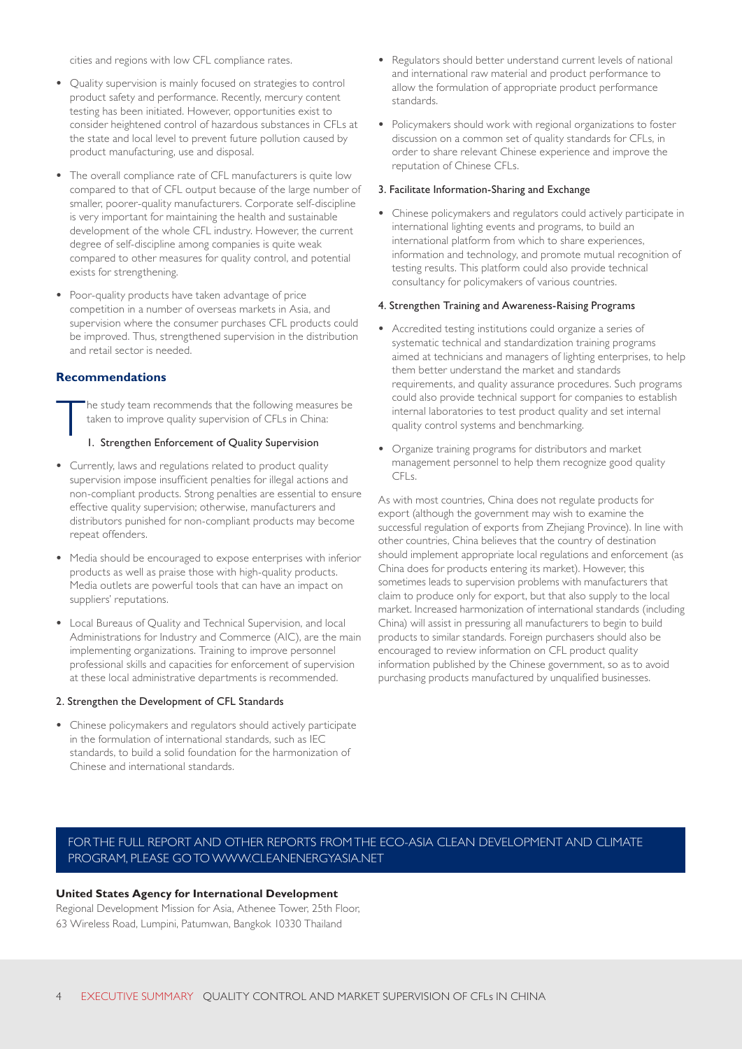cities and regions with low CFL compliance rates.

- Quality supervision is mainly focused on strategies to control product safety and performance. Recently, mercury content testing has been initiated. However, opportunities exist to consider heightened control of hazardous substances in CFLs at the state and local level to prevent future pollution caused by product manufacturing, use and disposal.
- The overall compliance rate of CFL manufacturers is quite low compared to that of CFL output because of the large number of smaller, poorer-quality manufacturers. Corporate self-discipline is very important for maintaining the health and sustainable development of the whole CFL industry. However, the current degree of self-discipline among companies is quite weak compared to other measures for quality control, and potential exists for strengthening.
- Poor-quality products have taken advantage of price competition in a number of overseas markets in Asia, and supervision where the consumer purchases CFL products could be improved. Thus, strengthened supervision in the distribution and retail sector is needed.

## Recommendations

The study team recommends that the following measures be taken to improve quality supervision of CFLs in China:

### 1. Strengthen Enforcement of Quality Supervision

- Currently, laws and regulations related to product quality supervision impose insufficient penalties for illegal actions and non-compliant products. Strong penalties are essential to ensure effective quality supervision; otherwise, manufacturers and distributors punished for non-compliant products may become repeat offenders.
- Media should be encouraged to expose enterprises with inferior products as well as praise those with high-quality products. Media outlets are powerful tools that can have an impact on suppliers' reputations.
- Local Bureaus of Quality and Technical Supervision, and local Administrations for Industry and Commerce (AIC), are the main implementing organizations. Training to improve personnel professional skills and capacities for enforcement of supervision at these local administrative departments is recommended.

### 2. Strengthen the Development of CFL Standards

- Chinese policymakers and regulators should actively participate in the formulation of international standards, such as IEC standards, to build a solid foundation for the harmonization of Chinese and international standards.
- Regulators should better understand current levels of national and international raw material and product performance to allow the formulation of appropriate product performance standards.
- Policymakers should work with regional organizations to foster discussion on a common set of quality standards for CFLs, in order to share relevant Chinese experience and improve the reputation of Chinese CFLs.

### 3. Facilitate Information-Sharing and Exchange

- Chinese policymakers and regulators could actively participate in international lighting events and programs, to build an international platform from which to share experiences, information and technology, and promote mutual recognition of testing results. This platform could also provide technical consultancy for policymakers of various countries.

### 4. Strengthen Training and Awareness-Raising Programs

- Accredited testing institutions could organize a series of systematic technical and standardization training programs aimed at technicians and managers of lighting enterprises, to help them better understand the market and standards requirements, and quality assurance procedures. Such programs could also provide technical support for companies to establish internal laboratories to test product quality and set internal quality control systems and benchmarking.
- Organize training programs for distributors and market management personnel to help them recognize good quality CFLs.

As with most countries, China does not regulate products for export (although the government may wish to examine the successful regulation of exports from Zhejiang Province). In line with other countries, China believes that the country of destination should implement appropriate local regulations and enforcement (as China does for products entering its market). However, this sometimes leads to supervision problems with manufacturers that claim to produce only for export, but that also supply to the local market. Increased harmonization of international standards (including China) will assist in pressuring all manufacturers to begin to build products to similar standards. Foreign purchasers should also be encouraged to review information on CFL product quality information published by the Chinese government, so as to avoid purchasing products manufactured by unqualified businesses.

FOR THE FULL REPORT AND OTHER REPORTS FROM THE ECO-ASIA CLEAN DEVELOPMENT AND CLIMATE PROGRAM, PLEASE GO TO WWW.CLEANENERGYASIA.NET

**United States Agency for International Development**
Regional Development Mission for Asia, Athenee Tower, 25th Floor,
63 Wireless Road, Lumpini, Patumwan, Bangkok 10330 Thailand